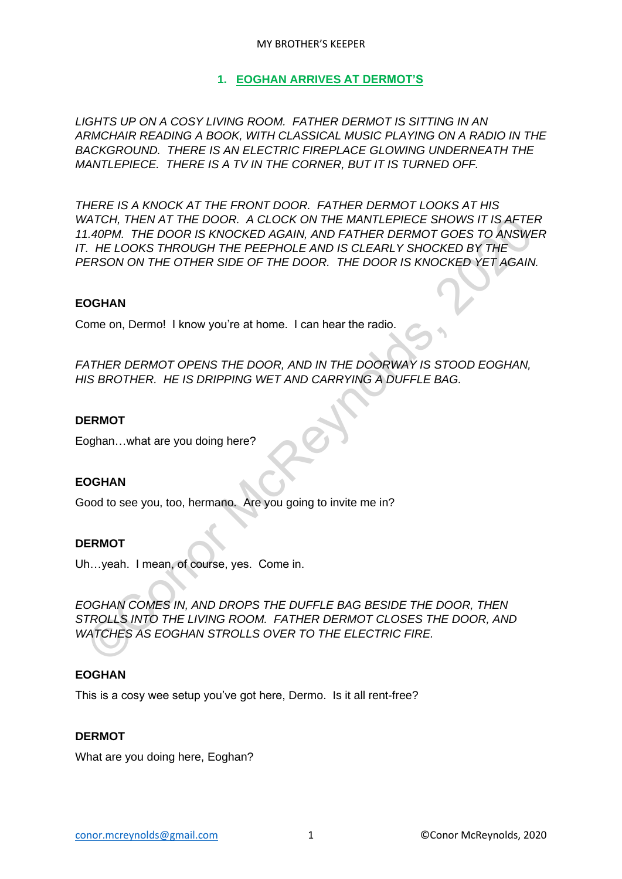## 1. EOGHAN ARRIVES AT DERMOT'S

*LIGHTS UP ON A COSY LIVING ROOM. FATHER DERMOT IS SITTING IN AN ARMCHAIR READING A BOOK, WITH CLASSICAL MUSIC PLAYING ON A RADIO IN THE BACKGROUND. THERE IS AN ELECTRIC FIREPLACE GLOWING UNDERNEATH THE MANTLEPIECE. THERE IS A TV IN THE CORNER, BUT IT IS TURNED OFF.*

*THERE IS A KNOCK AT THE FRONT DOOR. FATHER DERMOT LOOKS AT HIS WATCH, THEN AT THE DOOR. A CLOCK ON THE MANTLEPIECE SHOWS IT IS AFTER 11.40PM. THE DOOR IS KNOCKED AGAIN, AND FATHER DERMOT GOES TO ANSWER IT. HE LOOKS THROUGH THE PEEPHOLE AND IS CLEARLY SHOCKED BY THE PERSON ON THE OTHER SIDE OF THE DOOR. THE DOOR IS KNOCKED YET AGAIN.*

**EOGHAN**

Come on, Dermo! I know you're at home. I can hear the radio.

*FATHER DERMOT OPENS THE DOOR, AND IN THE DOORWAY IS STOOD EOGHAN, HIS BROTHER. HE IS DRIPPING WET AND CARRYING A DUFFLE BAG.*

**DERMOT**

Eoghan…what are you doing here?

**EOGHAN**

Good to see you, too, hermano. Are you going to invite me in?

**DERMOT**

Uh…yeah. I mean, of course, yes. Come in.

*EOGHAN COMES IN, AND DROPS THE DUFFLE BAG BESIDE THE DOOR, THEN STROLLS INTO THE LIVING ROOM. FATHER DERMOT CLOSES THE DOOR, AND WATCHES AS EOGHAN STROLLS OVER TO THE ELECTRIC FIRE.*

**EOGHAN**

This is a cosy wee setup you've got here, Dermo. Is it all rent-free?

**DERMOT**

What are you doing here, Eoghan?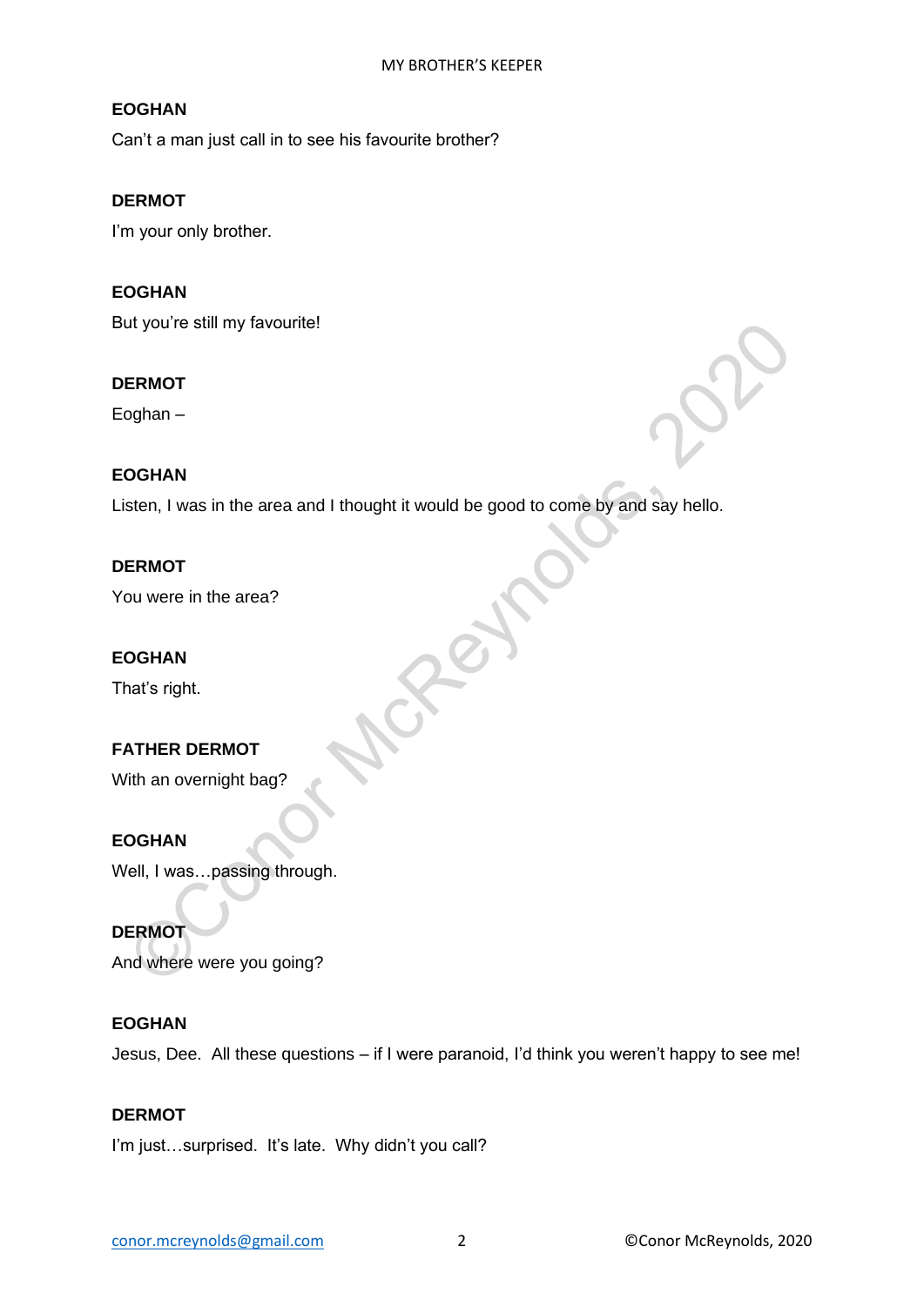**EOGHAN**

Can't a man just call in to see his favourite brother?

**DERMOT**

I'm your only brother.

**EOGHAN**

But you're still my favourite!

**DERMOT**

Eoghan –

**EOGHAN**

Listen, I was in the area and I thought it would be good to come by and say hello.

**DERMOT**

You were in the area?

**EOGHAN**

That's right.

**FATHER DERMOT**

With an overnight bag?

**EOGHAN**

Well, I was…passing through.

**DERMOT**

And where were you going?

**EOGHAN**

Jesus, Dee. All these questions – if I were paranoid, I'd think you weren't happy to see me!

**DERMOT**

I'm just…surprised. It's late. Why didn't you call?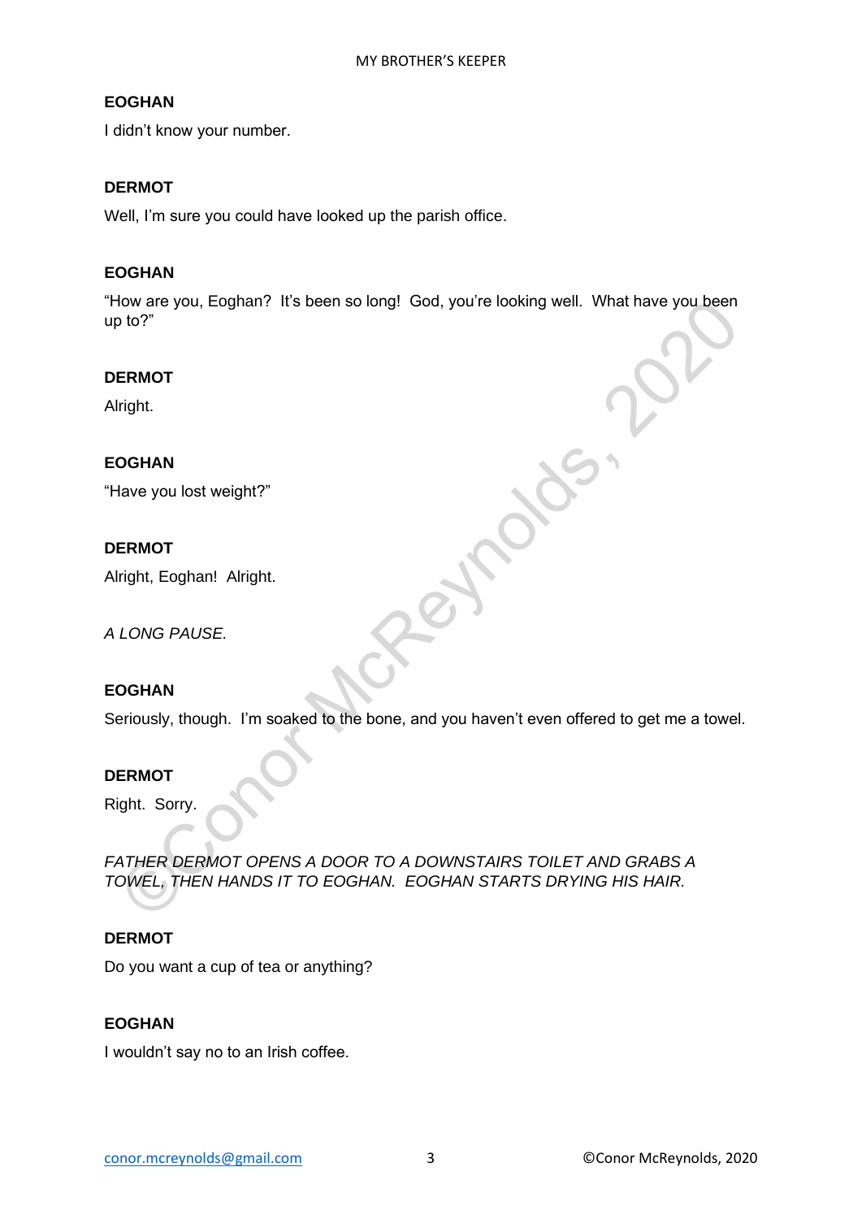**EOGHAN**

I didn't know your number.

**DERMOT**

Well, I'm sure you could have looked up the parish office.

**EOGHAN**

"How are you, Eoghan? It's been so long! God, you're looking well. What have you been up to?"

**DERMOT**

Alright.

**EOGHAN**

"Have you lost weight?"

**DERMOT**

Alright, Eoghan! Alright.

*A LONG PAUSE.*

**EOGHAN**

Seriously, though. I'm soaked to the bone, and you haven't even offered to get me a towel.

**DERMOT**

Right. Sorry.

*FATHER DERMOT OPENS A DOOR TO A DOWNSTAIRS TOILET AND GRABS A TOWEL, THEN HANDS IT TO EOGHAN. EOGHAN STARTS DRYING HIS HAIR.*

**DERMOT**

Do you want a cup of tea or anything?

**EOGHAN**

I wouldn't say no to an Irish coffee.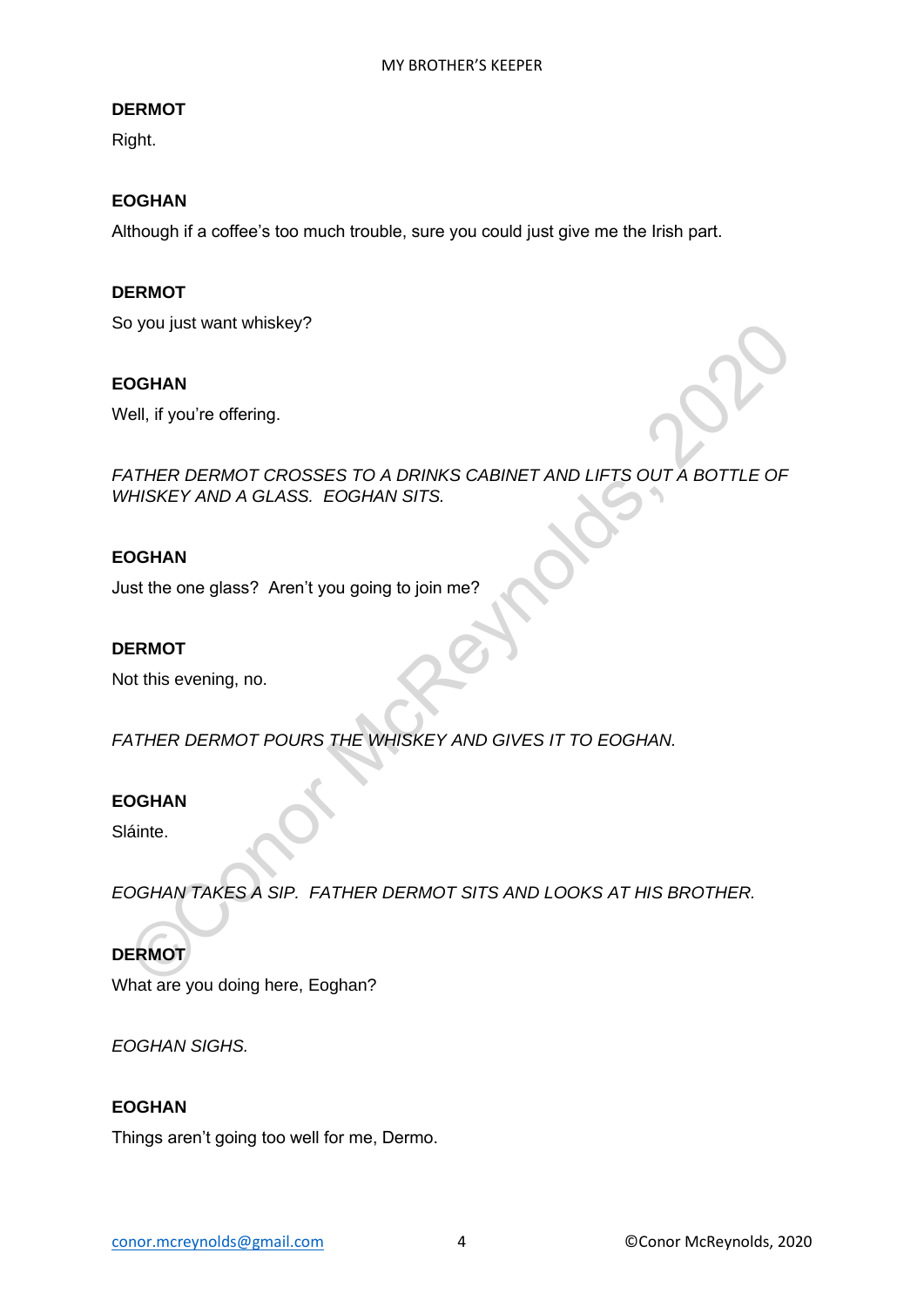**DERMOT**

Right.

**EOGHAN**

Although if a coffee's too much trouble, sure you could just give me the Irish part.

**DERMOT**

So you just want whiskey?

**EOGHAN**

Well, if you're offering.

*FATHER DERMOT CROSSES TO A DRINKS CABINET AND LIFTS OUT A BOTTLE OF WHISKEY AND A GLASS. EOGHAN SITS.*

**EOGHAN**

Just the one glass? Aren't you going to join me?

**DERMOT**

Not this evening, no.

*FATHER DERMOT POURS THE WHISKEY AND GIVES IT TO EOGHAN.*

**EOGHAN**

Sláinte.

*EOGHAN TAKES A SIP. FATHER DERMOT SITS AND LOOKS AT HIS BROTHER.*

**DERMOT**

What are you doing here, Eoghan?

*EOGHAN SIGHS.*

**EOGHAN**

Things aren't going too well for me, Dermo.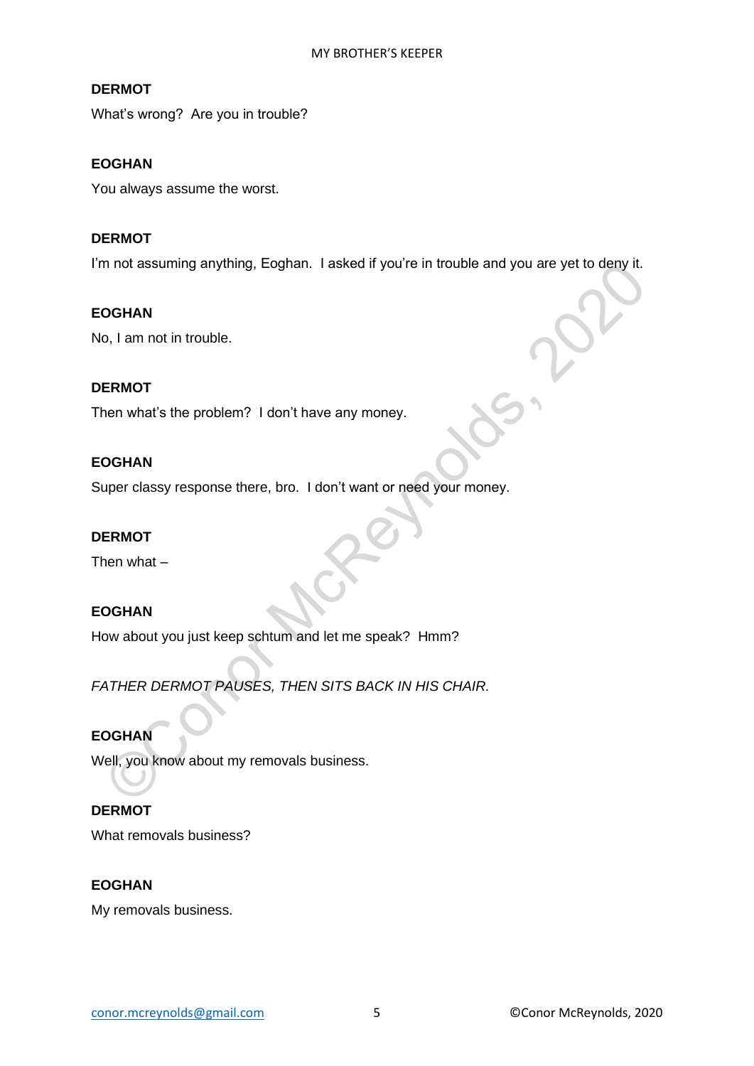**DERMOT**

What's wrong?  Are you in trouble?

**EOGHAN**

You always assume the worst.

**DERMOT**

I'm not assuming anything, Eoghan.  I asked if you're in trouble and you are yet to deny it.

**EOGHAN**

No, I am not in trouble.

**DERMOT**

Then what's the problem?  I don't have any money.

**EOGHAN**

Super classy response there, bro.  I don't want or need your money.

**DERMOT**

Then what –

**EOGHAN**

How about you just keep schtum and let me speak?  Hmm?

*FATHER DERMOT PAUSES, THEN SITS BACK IN HIS CHAIR.*

**EOGHAN**

Well, you know about my removals business.

**DERMOT**

What removals business?

**EOGHAN**

My removals business.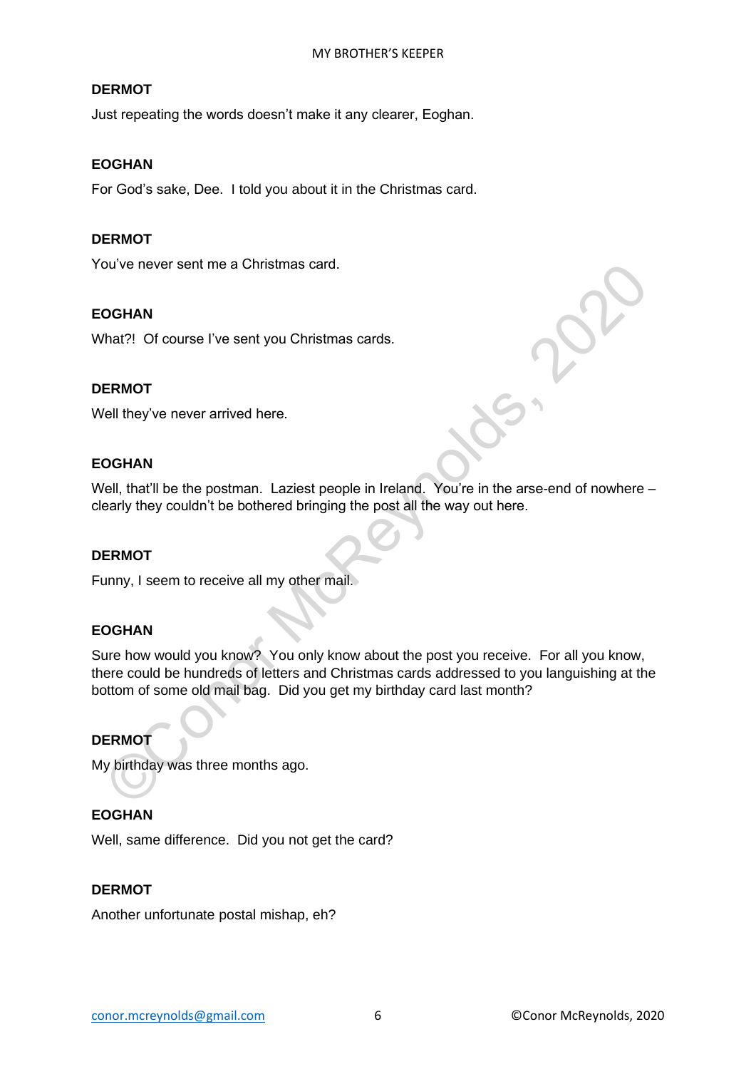**DERMOT**

Just repeating the words doesn't make it any clearer, Eoghan.

**EOGHAN**

For God's sake, Dee. I told you about it in the Christmas card.

**DERMOT**

You've never sent me a Christmas card.

**EOGHAN**

What?! Of course I've sent you Christmas cards.

**DERMOT**

Well they've never arrived here.

**EOGHAN**

Well, that'll be the postman. Laziest people in Ireland. You're in the arse-end of nowhere – clearly they couldn't be bothered bringing the post all the way out here.

**DERMOT**

Funny, I seem to receive all my other mail.

**EOGHAN**

Sure how would you know? You only know about the post you receive. For all you know, there could be hundreds of letters and Christmas cards addressed to you languishing at the bottom of some old mail bag. Did you get my birthday card last month?

**DERMOT**

My birthday was three months ago.

**EOGHAN**

Well, same difference. Did you not get the card?

**DERMOT**

Another unfortunate postal mishap, eh?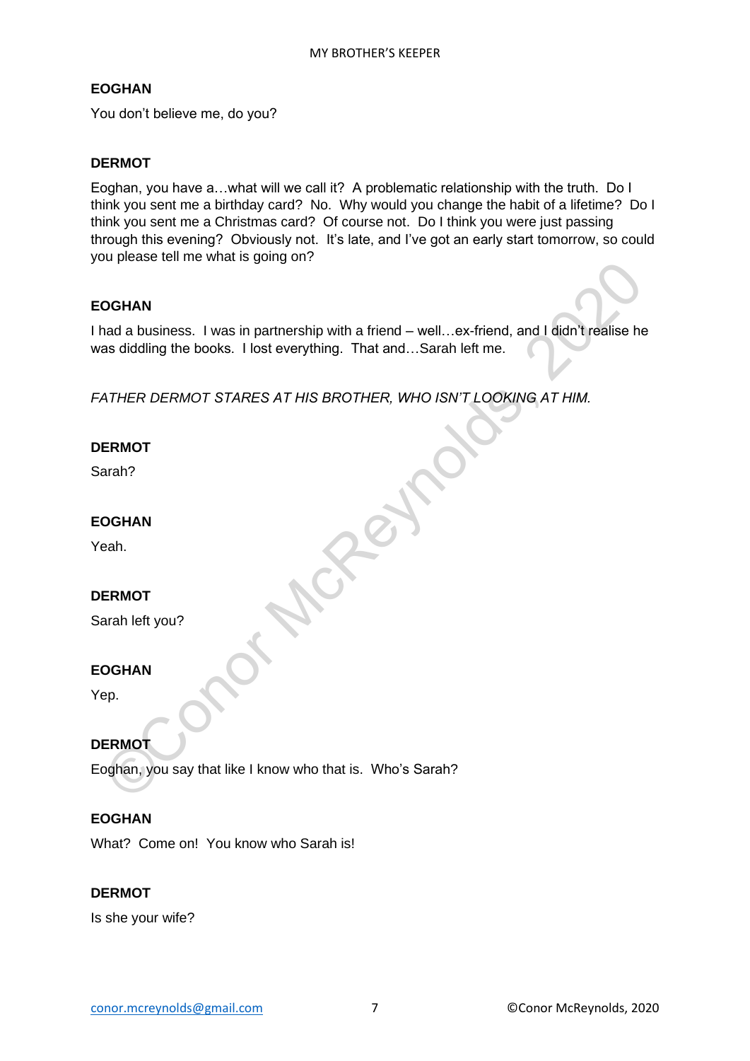**EOGHAN**

You don't believe me, do you?

**DERMOT**

Eoghan, you have a…what will we call it? A problematic relationship with the truth. Do I think you sent me a birthday card? No. Why would you change the habit of a lifetime? Do I think you sent me a Christmas card? Of course not. Do I think you were just passing through this evening? Obviously not. It's late, and I've got an early start tomorrow, so could you please tell me what is going on?

**EOGHAN**

I had a business. I was in partnership with a friend – well…ex-friend, and I didn't realise he was diddling the books. I lost everything. That and…Sarah left me.

*FATHER DERMOT STARES AT HIS BROTHER, WHO ISN'T LOOKING AT HIM.*

**DERMOT**

Sarah?

**EOGHAN**

Yeah.

**DERMOT**

Sarah left you?

**EOGHAN**

Yep.

**DERMOT**

Eoghan, you say that like I know who that is. Who's Sarah?

**EOGHAN**

What? Come on! You know who Sarah is!

**DERMOT**

Is she your wife?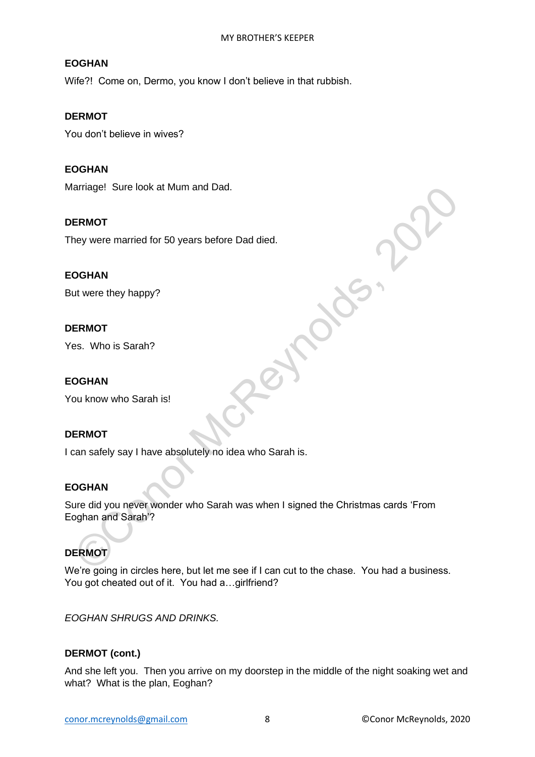**EOGHAN**

Wife?! Come on, Dermo, you know I don't believe in that rubbish.

**DERMOT**

You don't believe in wives?

**EOGHAN**

Marriage! Sure look at Mum and Dad.

**DERMOT**

They were married for 50 years before Dad died.

**EOGHAN**

But were they happy?

**DERMOT**

Yes. Who is Sarah?

**EOGHAN**

You know who Sarah is!

**DERMOT**

I can safely say I have absolutely no idea who Sarah is.

**EOGHAN**

Sure did you never wonder who Sarah was when I signed the Christmas cards 'From Eoghan and Sarah'?

**DERMOT**

We're going in circles here, but let me see if I can cut to the chase. You had a business. You got cheated out of it. You had a…girlfriend?

*EOGHAN SHRUGS AND DRINKS.*

**DERMOT (cont.)**

And she left you. Then you arrive on my doorstep in the middle of the night soaking wet and what? What is the plan, Eoghan?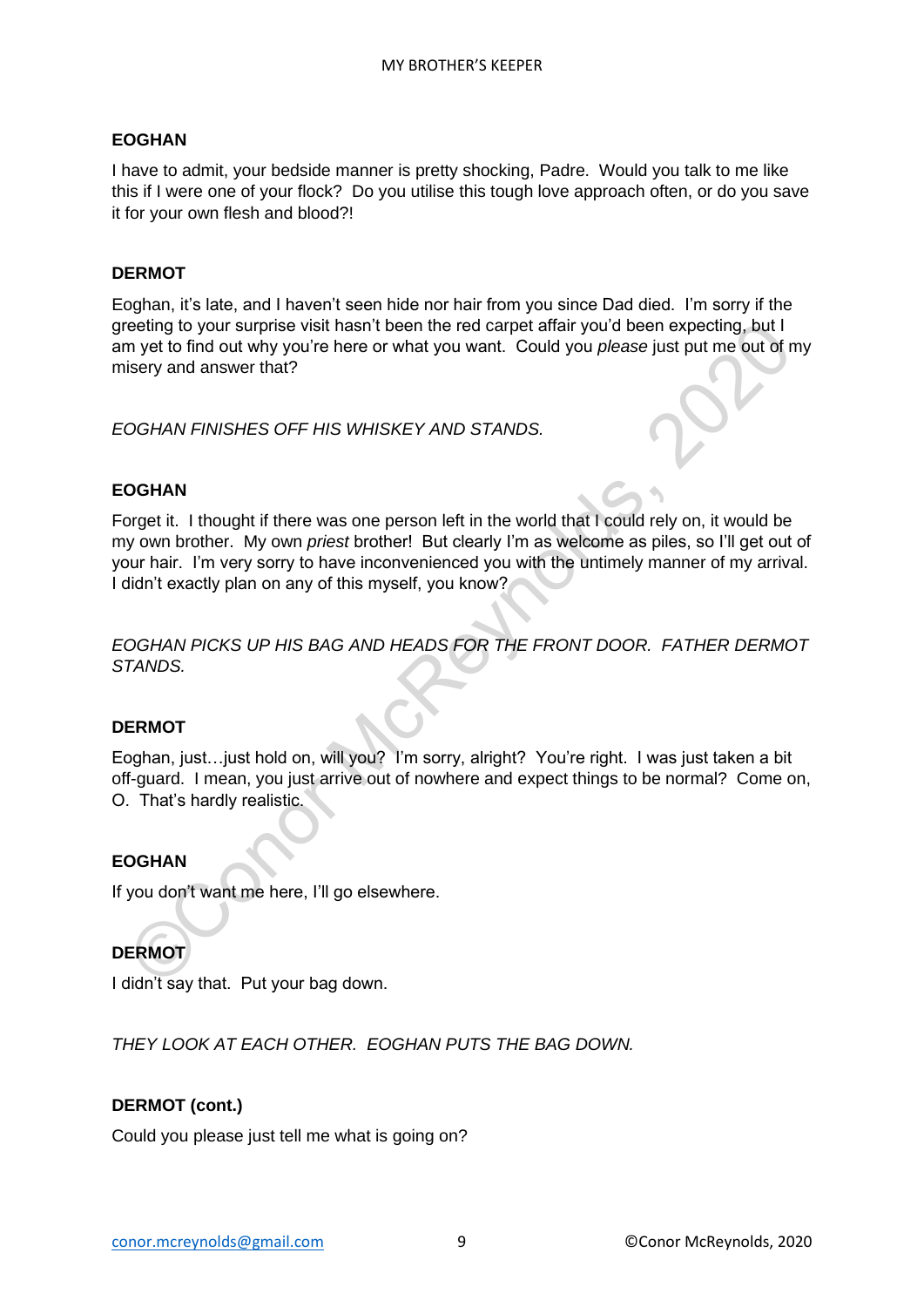**EOGHAN**

I have to admit, your bedside manner is pretty shocking, Padre. Would you talk to me like this if I were one of your flock? Do you utilise this tough love approach often, or do you save it for your own flesh and blood?!

**DERMOT**

Eoghan, it's late, and I haven't seen hide nor hair from you since Dad died. I'm sorry if the greeting to your surprise visit hasn't been the red carpet affair you'd been expecting, but I am yet to find out why you're here or what you want. Could you *please* just put me out of my misery and answer that?

*EOGHAN FINISHES OFF HIS WHISKEY AND STANDS.*

**EOGHAN**

Forget it. I thought if there was one person left in the world that I could rely on, it would be my own brother. My own *priest* brother! But clearly I'm as welcome as piles, so I'll get out of your hair. I'm very sorry to have inconvenienced you with the untimely manner of my arrival. I didn't exactly plan on any of this myself, you know?

*EOGHAN PICKS UP HIS BAG AND HEADS FOR THE FRONT DOOR. FATHER DERMOT STANDS.*

**DERMOT**

Eoghan, just…just hold on, will you? I'm sorry, alright? You're right. I was just taken a bit off-guard. I mean, you just arrive out of nowhere and expect things to be normal? Come on, O. That's hardly realistic.

**EOGHAN**

If you don't want me here, I'll go elsewhere.

**DERMOT**

I didn't say that. Put your bag down.

*THEY LOOK AT EACH OTHER. EOGHAN PUTS THE BAG DOWN.*

**DERMOT (cont.)**

Could you please just tell me what is going on?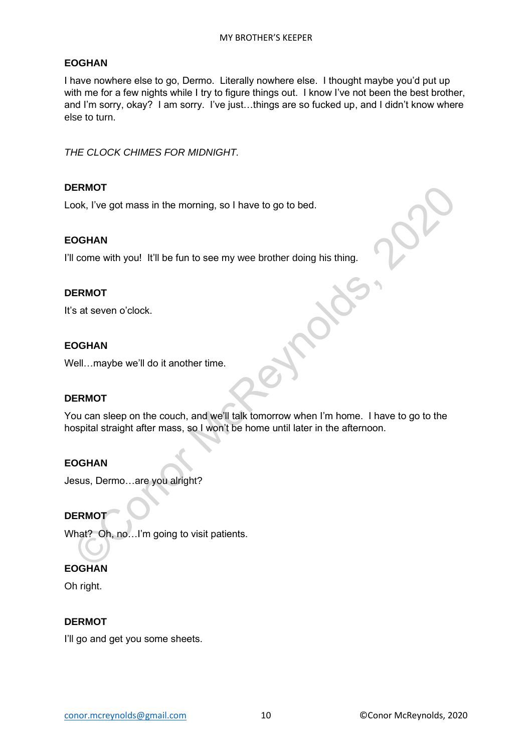**EOGHAN**

I have nowhere else to go, Dermo. Literally nowhere else. I thought maybe you'd put up with me for a few nights while I try to figure things out. I know I've not been the best brother, and I'm sorry, okay? I am sorry. I've just…things are so fucked up, and I didn't know where else to turn.

*THE CLOCK CHIMES FOR MIDNIGHT.*

**DERMOT**

Look, I've got mass in the morning, so I have to go to bed.

**EOGHAN**

I'll come with you! It'll be fun to see my wee brother doing his thing.

**DERMOT**

It's at seven o'clock.

**EOGHAN**

Well…maybe we'll do it another time.

**DERMOT**

You can sleep on the couch, and we'll talk tomorrow when I'm home. I have to go to the hospital straight after mass, so I won't be home until later in the afternoon.

**EOGHAN**

Jesus, Dermo…are you alright?

**DERMOT**

What? Oh, no…I'm going to visit patients.

**EOGHAN**

Oh right.

**DERMOT**

I'll go and get you some sheets.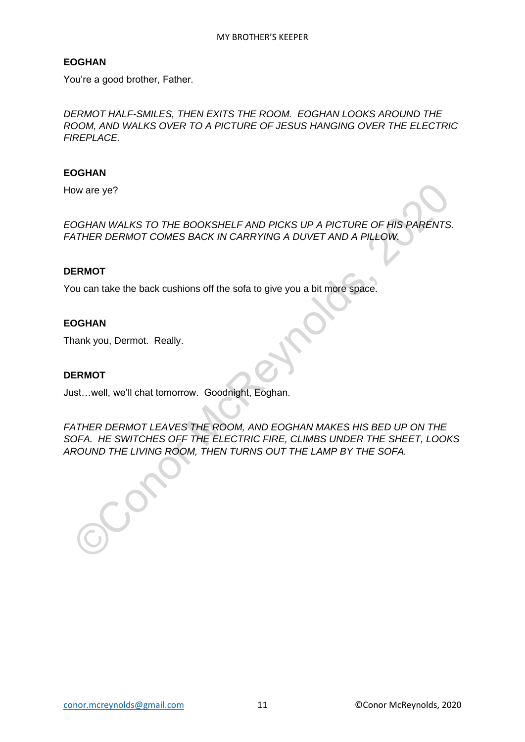**EOGHAN**

You're a good brother, Father.

*DERMOT HALF-SMILES, THEN EXITS THE ROOM. EOGHAN LOOKS AROUND THE ROOM, AND WALKS OVER TO A PICTURE OF JESUS HANGING OVER THE ELECTRIC FIREPLACE.*

**EOGHAN**

How are ye?

*EOGHAN WALKS TO THE BOOKSHELF AND PICKS UP A PICTURE OF HIS PARENTS. FATHER DERMOT COMES BACK IN CARRYING A DUVET AND A PILLOW.*

**DERMOT**

You can take the back cushions off the sofa to give you a bit more space.

**EOGHAN**

Thank you, Dermot. Really.

**DERMOT**

Just…well, we'll chat tomorrow. Goodnight, Eoghan.

*FATHER DERMOT LEAVES THE ROOM, AND EOGHAN MAKES HIS BED UP ON THE SOFA. HE SWITCHES OFF THE ELECTRIC FIRE, CLIMBS UNDER THE SHEET, LOOKS AROUND THE LIVING ROOM, THEN TURNS OUT THE LAMP BY THE SOFA.*